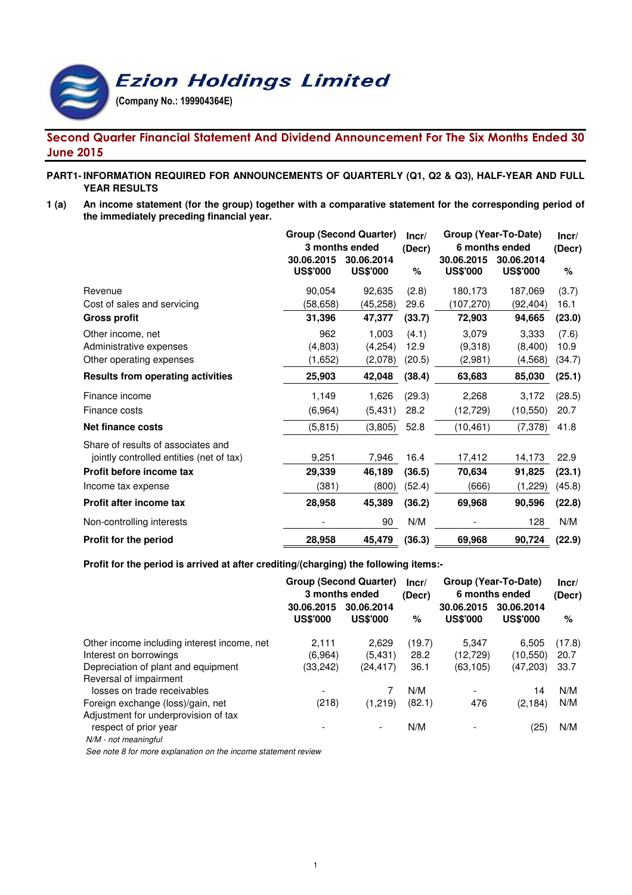# Ezion Holdings Limited

**(Company No.: 199904364E)**

## Second Quarter Financial Statement And Dividend Announcement For The Six Months Ended 30 June 2015

**PART1- INFORMATION REQUIRED FOR ANNOUNCEMENTS OF QUARTERLY (Q1, Q2 & Q3), HALF-YEAR AND FULL YEAR RESULTS**

**1 (a) An income statement (for the group) together with a comparative statement for the corresponding period of the immediately preceding financial year.**

| | Group (Second Quarter) 3 months ended | | Incr/ (Decr) | Group (Year-To-Date) 6 months ended | | Incr/ (Decr) |
|---|---|---|---|---|---|---|
| | 30.06.2015 US$'000 | 30.06.2014 US$'000 | % | 30.06.2015 US$'000 | 30.06.2014 US$'000 | % |
| Revenue | 90,054 | 92,635 | (2.8) | 180,173 | 187,069 | (3.7) |
| Cost of sales and servicing | (58,658) | (45,258) | 29.6 | (107,270) | (92,404) | 16.1 |
| **Gross profit** | **31,396** | **47,377** | **(33.7)** | **72,903** | **94,665** | **(23.0)** |
| Other income, net | 962 | 1,003 | (4.1) | 3,079 | 3,333 | (7.6) |
| Administrative expenses | (4,803) | (4,254) | 12.9 | (9,318) | (8,400) | 10.9 |
| Other operating expenses | (1,652) | (2,078) | (20.5) | (2,981) | (4,568) | (34.7) |
| **Results from operating activities** | **25,903** | **42,048** | **(38.4)** | **63,683** | **85,030** | **(25.1)** |
| Finance income | 1,149 | 1,626 | (29.3) | 2,268 | 3,172 | (28.5) |
| Finance costs | (6,964) | (5,431) | 28.2 | (12,729) | (10,550) | 20.7 |
| **Net finance costs** | (5,815) | (3,805) | 52.8 | (10,461) | (7,378) | 41.8 |
| Share of results of associates and jointly controlled entities (net of tax) | 9,251 | 7,946 | 16.4 | 17,412 | 14,173 | 22.9 |
| **Profit before income tax** | **29,339** | **46,189** | **(36.5)** | **70,634** | **91,825** | **(23.1)** |
| Income tax expense | (381) | (800) | (52.4) | (666) | (1,229) | (45.8) |
| **Profit after income tax** | **28,958** | **45,389** | **(36.2)** | **69,968** | **90,596** | **(22.8)** |
| Non-controlling interests | - | 90 | N/M | - | 128 | N/M |
| **Profit for the period** | **28,958** | **45,479** | **(36.3)** | **69,968** | **90,724** | **(22.9)** |

**Profit for the period is arrived at after crediting/(charging) the following items:-**

| | Group (Second Quarter) 3 months ended | | Incr/ (Decr) | Group (Year-To-Date) 6 months ended | | Incr/ (Decr) |
|---|---|---|---|---|---|---|
| | 30.06.2015 US$'000 | 30.06.2014 US$'000 | % | 30.06.2015 US$'000 | 30.06.2014 US$'000 | % |
| Other income including interest income, net | 2,111 | 2,629 | (19.7) | 5,347 | 6,505 | (17.8) |
| Interest on borrowings | (6,964) | (5,431) | 28.2 | (12,729) | (10,550) | 20.7 |
| Depreciation of plant and equipment | (33,242) | (24,417) | 36.1 | (63,105) | (47,203) | 33.7 |
| Reversal of impairment losses on trade receivables | - | 7 | N/M | - | 14 | N/M |
| Foreign exchange (loss)/gain, net | (218) | (1,219) | (82.1) | 476 | (2,184) | N/M |
| Adjustment for underprovision of tax respect of prior year | - | - | N/M | - | (25) | N/M |

*N/M - not meaningful*

*See note 8 for more explanation on the income statement review*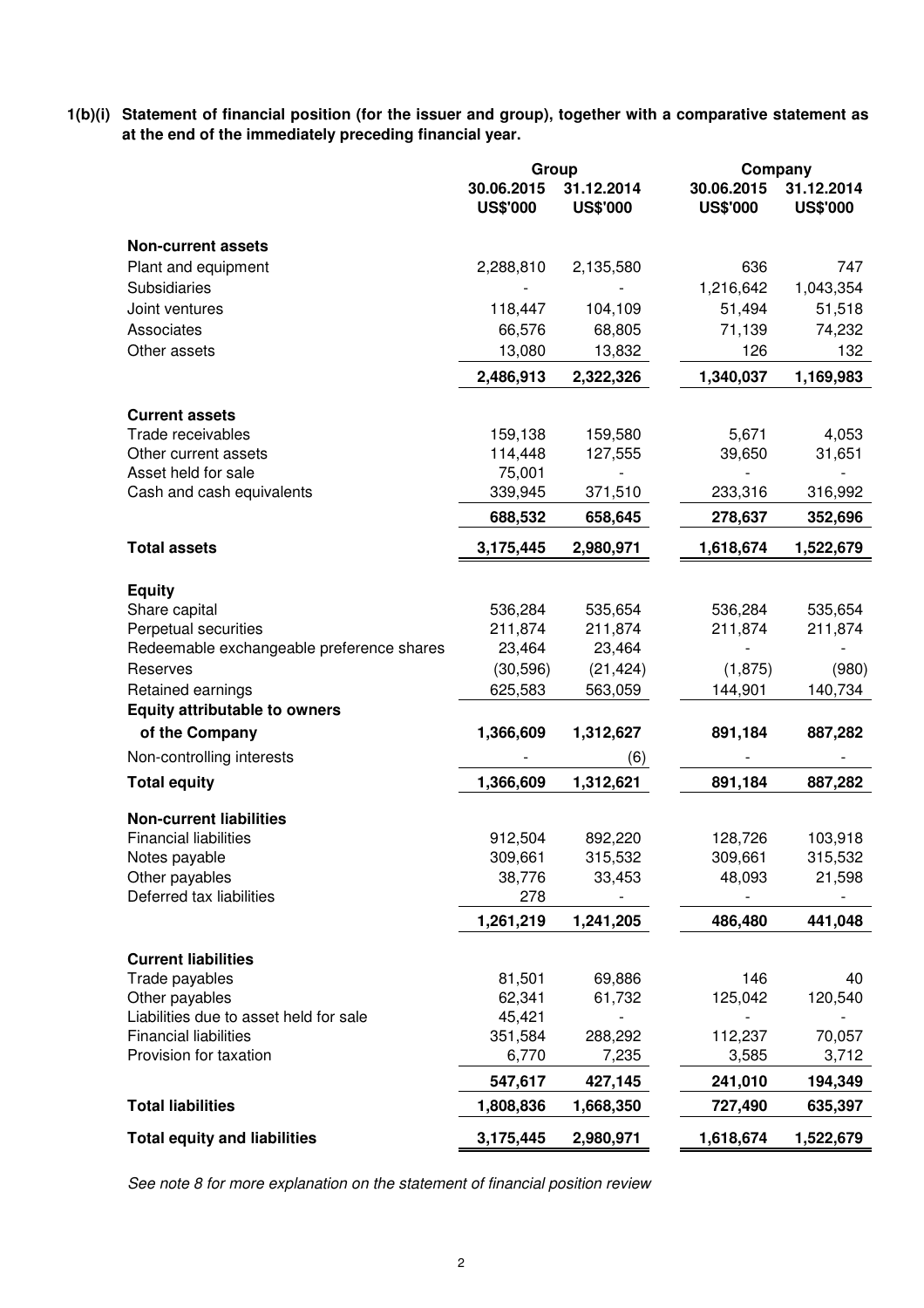**1(b)(i) Statement of financial position (for the issuer and group), together with a comparative statement as at the end of the immediately preceding financial year.**

| | Group | | Company | |
|---|---|---|---|---|
| | 30.06.2015 US$'000 | 31.12.2014 US$'000 | 30.06.2015 US$'000 | 31.12.2014 US$'000 |
| **Non-current assets** | | | | |
| Plant and equipment | 2,288,810 | 2,135,580 | 636 | 747 |
| Subsidiaries | - | - | 1,216,642 | 1,043,354 |
| Joint ventures | 118,447 | 104,109 | 51,494 | 51,518 |
| Associates | 66,576 | 68,805 | 71,139 | 74,232 |
| Other assets | 13,080 | 13,832 | 126 | 132 |
| | **2,486,913** | **2,322,326** | **1,340,037** | **1,169,983** |
| **Current assets** | | | | |
| Trade receivables | 159,138 | 159,580 | 5,671 | 4,053 |
| Other current assets | 114,448 | 127,555 | 39,650 | 31,651 |
| Asset held for sale | 75,001 | - | - | - |
| Cash and cash equivalents | 339,945 | 371,510 | 233,316 | 316,992 |
| | **688,532** | **658,645** | **278,637** | **352,696** |
| **Total assets** | **3,175,445** | **2,980,971** | **1,618,674** | **1,522,679** |
| **Equity** | | | | |
| Share capital | 536,284 | 535,654 | 536,284 | 535,654 |
| Perpetual securities | 211,874 | 211,874 | 211,874 | 211,874 |
| Redeemable exchangeable preference shares | 23,464 | 23,464 | - | - |
| Reserves | (30,596) | (21,424) | (1,875) | (980) |
| Retained earnings | 625,583 | 563,059 | 144,901 | 140,734 |
| **Equity attributable to owners of the Company** | **1,366,609** | **1,312,627** | **891,184** | **887,282** |
| Non-controlling interests | - | (6) | - | - |
| **Total equity** | **1,366,609** | **1,312,621** | **891,184** | **887,282** |
| **Non-current liabilities** | | | | |
| Financial liabilities | 912,504 | 892,220 | 128,726 | 103,918 |
| Notes payable | 309,661 | 315,532 | 309,661 | 315,532 |
| Other payables | 38,776 | 33,453 | 48,093 | 21,598 |
| Deferred tax liabilities | 278 | - | - | - |
| | **1,261,219** | **1,241,205** | **486,480** | **441,048** |
| **Current liabilities** | | | | |
| Trade payables | 81,501 | 69,886 | 146 | 40 |
| Other payables | 62,341 | 61,732 | 125,042 | 120,540 |
| Liabilities due to asset held for sale | 45,421 | - | - | - |
| Financial liabilities | 351,584 | 288,292 | 112,237 | 70,057 |
| Provision for taxation | 6,770 | 7,235 | 3,585 | 3,712 |
| | **547,617** | **427,145** | **241,010** | **194,349** |
| **Total liabilities** | **1,808,836** | **1,668,350** | **727,490** | **635,397** |
| **Total equity and liabilities** | **3,175,445** | **2,980,971** | **1,618,674** | **1,522,679** |

*See note 8 for more explanation on the statement of financial position review*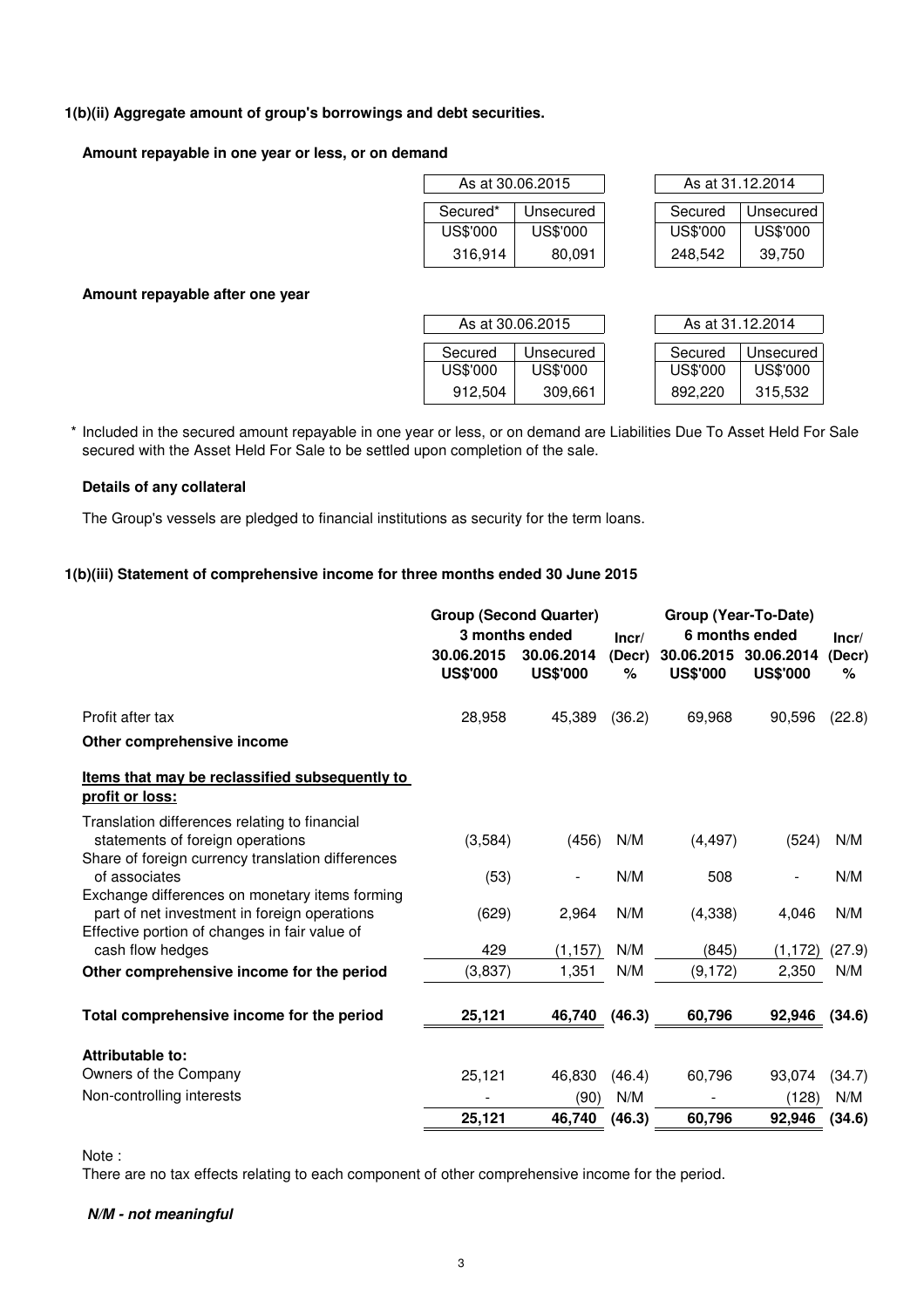**1(b)(ii) Aggregate amount of group's borrowings and debt securities.**

**Amount repayable in one year or less, or on demand**

| As at 30.06.2015 | | As at 31.12.2014 | |
|---|---|---|---|
| Secured* | Unsecured | Secured | Unsecured |
| US$'000 | US$'000 | US$'000 | US$'000 |
| 316,914 | 80,091 | 248,542 | 39,750 |

**Amount repayable after one year**

| As at 30.06.2015 | | As at 31.12.2014 | |
|---|---|---|---|
| Secured | Unsecured | Secured | Unsecured |
| US$'000 | US$'000 | US$'000 | US$'000 |
| 912,504 | 309,661 | 892,220 | 315,532 |

\* Included in the secured amount repayable in one year or less, or on demand are Liabilities Due To Asset Held For Sale secured with the Asset Held For Sale to be settled upon completion of the sale.

**Details of any collateral**

The Group's vessels are pledged to financial institutions as security for the term loans.

**1(b)(iii) Statement of comprehensive income for three months ended 30 June 2015**

| | Group (Second Quarter) 3 months ended | | Incr/ (Decr) | Group (Year-To-Date) 6 months ended | | Incr/ (Decr) |
|---|---|---|---|---|---|---|
| | 30.06.2015 US$'000 | 30.06.2014 US$'000 | % | 30.06.2015 US$'000 | 30.06.2014 US$'000 | % |
| Profit after tax | 28,958 | 45,389 | (36.2) | 69,968 | 90,596 | (22.8) |
| **Other comprehensive income** | | | | | | |
| **Items that may be reclassified subsequently to profit or loss:** | | | | | | |
| Translation differences relating to financial statements of foreign operations | (3,584) | (456) | N/M | (4,497) | (524) | N/M |
| Share of foreign currency translation differences of associates | (53) | - | N/M | 508 | - | N/M |
| Exchange differences on monetary items forming part of net investment in foreign operations | (629) | 2,964 | N/M | (4,338) | 4,046 | N/M |
| Effective portion of changes in fair value of cash flow hedges | 429 | (1,157) | N/M | (845) | (1,172) | (27.9) |
| **Other comprehensive income for the period** | (3,837) | 1,351 | N/M | (9,172) | 2,350 | N/M |
| **Total comprehensive income for the period** | **25,121** | **46,740** | **(46.3)** | **60,796** | **92,946** | **(34.6)** |
| **Attributable to:** | | | | | | |
| Owners of the Company | 25,121 | 46,830 | (46.4) | 60,796 | 93,074 | (34.7) |
| Non-controlling interests | - | (90) | N/M | - | (128) | N/M |
| | **25,121** | **46,740** | **(46.3)** | **60,796** | **92,946** | **(34.6)** |

Note :
There are no tax effects relating to each component of other comprehensive income for the period.

***N/M - not meaningful***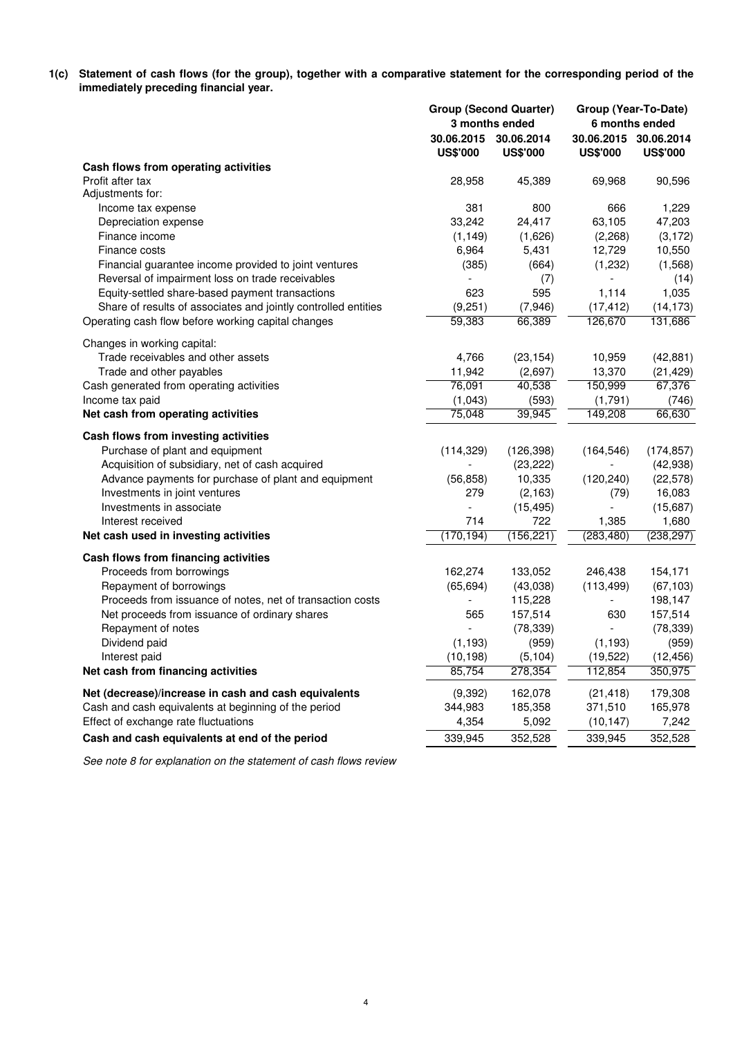**1(c) Statement of cash flows (for the group), together with a comparative statement for the corresponding period of the immediately preceding financial year.**

| | Group (Second Quarter) 3 months ended | | Group (Year-To-Date) 6 months ended | |
|---|---|---|---|---|
| | 30.06.2015 US$'000 | 30.06.2014 US$'000 | 30.06.2015 US$'000 | 30.06.2014 US$'000 |
| **Cash flows from operating activities** | | | | |
| Profit after tax | 28,958 | 45,389 | 69,968 | 90,596 |
| Adjustments for: | | | | |
| Income tax expense | 381 | 800 | 666 | 1,229 |
| Depreciation expense | 33,242 | 24,417 | 63,105 | 47,203 |
| Finance income | (1,149) | (1,626) | (2,268) | (3,172) |
| Finance costs | 6,964 | 5,431 | 12,729 | 10,550 |
| Financial guarantee income provided to joint ventures | (385) | (664) | (1,232) | (1,568) |
| Reversal of impairment loss on trade receivables | - | (7) | - | (14) |
| Equity-settled share-based payment transactions | 623 | 595 | 1,114 | 1,035 |
| Share of results of associates and jointly controlled entities | (9,251) | (7,946) | (17,412) | (14,173) |
| Operating cash flow before working capital changes | 59,383 | 66,389 | 126,670 | 131,686 |
| Changes in working capital: | | | | |
| Trade receivables and other assets | 4,766 | (23,154) | 10,959 | (42,881) |
| Trade and other payables | 11,942 | (2,697) | 13,370 | (21,429) |
| Cash generated from operating activities | 76,091 | 40,538 | 150,999 | 67,376 |
| Income tax paid | (1,043) | (593) | (1,791) | (746) |
| **Net cash from operating activities** | 75,048 | 39,945 | 149,208 | 66,630 |
| **Cash flows from investing activities** | | | | |
| Purchase of plant and equipment | (114,329) | (126,398) | (164,546) | (174,857) |
| Acquisition of subsidiary, net of cash acquired | - | (23,222) | - | (42,938) |
| Advance payments for purchase of plant and equipment | (56,858) | 10,335 | (120,240) | (22,578) |
| Investments in joint ventures | 279 | (2,163) | (79) | 16,083 |
| Investments in associate | - | (15,495) | - | (15,687) |
| Interest received | 714 | 722 | 1,385 | 1,680 |
| **Net cash used in investing activities** | (170,194) | (156,221) | (283,480) | (238,297) |
| **Cash flows from financing activities** | | | | |
| Proceeds from borrowings | 162,274 | 133,052 | 246,438 | 154,171 |
| Repayment of borrowings | (65,694) | (43,038) | (113,499) | (67,103) |
| Proceeds from issuance of notes, net of transaction costs | - | 115,228 | - | 198,147 |
| Net proceeds from issuance of ordinary shares | 565 | 157,514 | 630 | 157,514 |
| Repayment of notes | - | (78,339) | - | (78,339) |
| Dividend paid | (1,193) | (959) | (1,193) | (959) |
| Interest paid | (10,198) | (5,104) | (19,522) | (12,456) |
| **Net cash from financing activities** | 85,754 | 278,354 | 112,854 | 350,975 |
| **Net (decrease)/increase in cash and cash equivalents** | (9,392) | 162,078 | (21,418) | 179,308 |
| Cash and cash equivalents at beginning of the period | 344,983 | 185,358 | 371,510 | 165,978 |
| Effect of exchange rate fluctuations | 4,354 | 5,092 | (10,147) | 7,242 |
| **Cash and cash equivalents at end of the period** | 339,945 | 352,528 | 339,945 | 352,528 |

*See note 8 for explanation on the statement of cash flows review*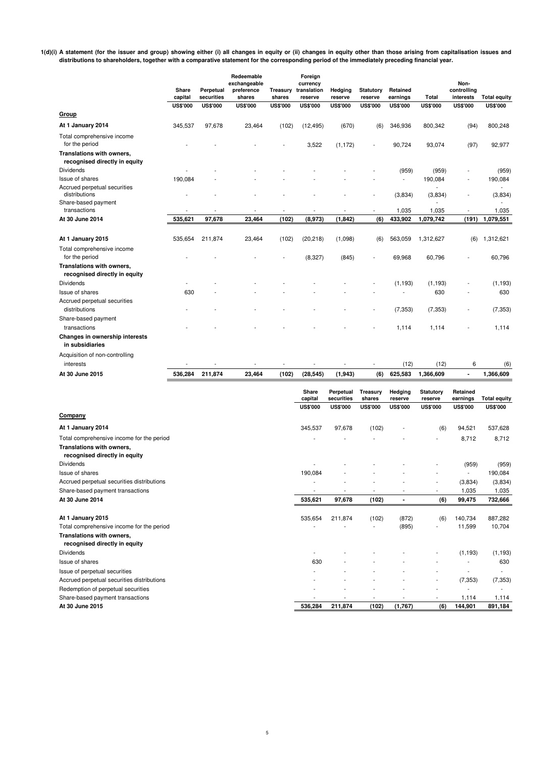**1(d)(i) A statement (for the issuer and group) showing either (i) all changes in equity or (ii) changes in equity other than those arising from capitalisation issues and distributions to shareholders, together with a comparative statement for the corresponding period of the immediately preceding financial year.**

| | Share capital | Perpetual securities | Redeemable exchangeable preference shares | Treasury shares | Foreign currency translation reserve | Hedging reserve | Statutory reserve | Retained earnings | Total | Non-controlling interests | Total equity |
|---|---|---|---|---|---|---|---|---|---|---|---|
| | US$'000 | US$'000 | US$'000 | US$'000 | US$'000 | US$'000 | US$'000 | US$'000 | US$'000 | US$'000 | US$'000 |
| **Group** | | | | | | | | | | | |
| **At 1 January 2014** | 345,537 | 97,678 | 23,464 | (102) | (12,495) | (670) | (6) | 346,936 | 800,342 | (94) | 800,248 |
| Total comprehensive income for the period | - | - | - | - | 3,522 | (1,172) | - | 90,724 | 93,074 | (97) | 92,977 |
| **Translations with owners, recognised directly in equity** | | | | | | | | | | | |
| Dividends | - | - | - | - | - | - | - | (959) | (959) | - | (959) |
| Issue of shares | 190,084 | - | - | - | - | - | - | - | 190,084 | - | 190,084 |
| Accrued perpetual securities distributions | - | - | - | - | - | - | - | (3,834) | (3,834) | - | (3,834) |
| Share-based payment transactions | - | - | - | - | - | - | - | 1,035 | 1,035 | - | 1,035 |
| **At 30 June 2014** | **535,621** | **97,678** | **23,464** | **(102)** | **(8,973)** | **(1,842)** | **(6)** | **433,902** | **1,079,742** | **(191)** | **1,079,551** |
| | | | | | | | | | | | |
| **At 1 January 2015** | 535,654 | 211,874 | 23,464 | (102) | (20,218) | (1,098) | (6) | 563,059 | 1,312,627 | (6) | 1,312,621 |
| Total comprehensive income for the period | - | - | - | - | (8,327) | (845) | - | 69,968 | 60,796 | - | 60,796 |
| **Translations with owners, recognised directly in equity** | | | | | | | | | | | |
| Dividends | - | - | - | - | - | - | - | (1,193) | (1,193) | - | (1,193) |
| Issue of shares | 630 | - | - | - | - | - | - | - | 630 | - | 630 |
| Accrued perpetual securities distributions | - | - | - | - | - | - | - | (7,353) | (7,353) | - | (7,353) |
| Share-based payment transactions | - | - | - | - | - | - | - | 1,114 | 1,114 | - | 1,114 |
| **Changes in ownership interests in subsidiaries** | | | | | | | | | | | |
| Acquisition of non-controlling interests | - | - | - | - | - | - | - | (12) | (12) | 6 | (6) |
| **At 30 June 2015** | **536,284** | **211,874** | **23,464** | **(102)** | **(28,545)** | **(1,943)** | **(6)** | **625,583** | **1,366,609** | **-** | **1,366,609** |

| | Share capital | Perpetual securities | Treasury shares | Hedging reserve | Statutory reserve | Retained earnings | Total equity |
|---|---|---|---|---|---|---|---|
| | US$'000 | US$'000 | US$'000 | US$'000 | US$'000 | US$'000 | US$'000 |
| **Company** | | | | | | | |
| **At 1 January 2014** | 345,537 | 97,678 | (102) | - | (6) | 94,521 | 537,628 |
| Total comprehensive income for the period | - | - | - | - | - | 8,712 | 8,712 |
| **Translations with owners, recognised directly in equity** | | | | | | | |
| Dividends | - | - | - | - | - | (959) | (959) |
| Issue of shares | 190,084 | - | - | - | - | - | 190,084 |
| Accrued perpetual securities distributions | - | - | - | - | - | (3,834) | (3,834) |
| Share-based payment transactions | - | - | - | - | - | 1,035 | 1,035 |
| **At 30 June 2014** | **535,621** | **97,678** | **(102)** | **-** | **(6)** | **99,475** | **732,666** |
| | | | | | | | |
| **At 1 January 2015** | 535,654 | 211,874 | (102) | (872) | (6) | 140,734 | 887,282 |
| Total comprehensive income for the period | - | - | - | (895) | - | 11,599 | 10,704 |
| **Translations with owners, recognised directly in equity** | | | | | | | |
| Dividends | - | - | - | - | - | (1,193) | (1,193) |
| Issue of shares | 630 | - | - | - | - | - | 630 |
| Issue of perpetual securities | - | - | - | - | - | - | - |
| Accrued perpetual securities distributions | - | - | - | - | - | (7,353) | (7,353) |
| Redemption of perpetual securities | - | - | - | - | - | - | - |
| Share-based payment transactions | - | - | - | - | - | 1,114 | 1,114 |
| **At 30 June 2015** | **536,284** | **211,874** | **(102)** | **(1,767)** | **(6)** | **144,901** | **891,184** |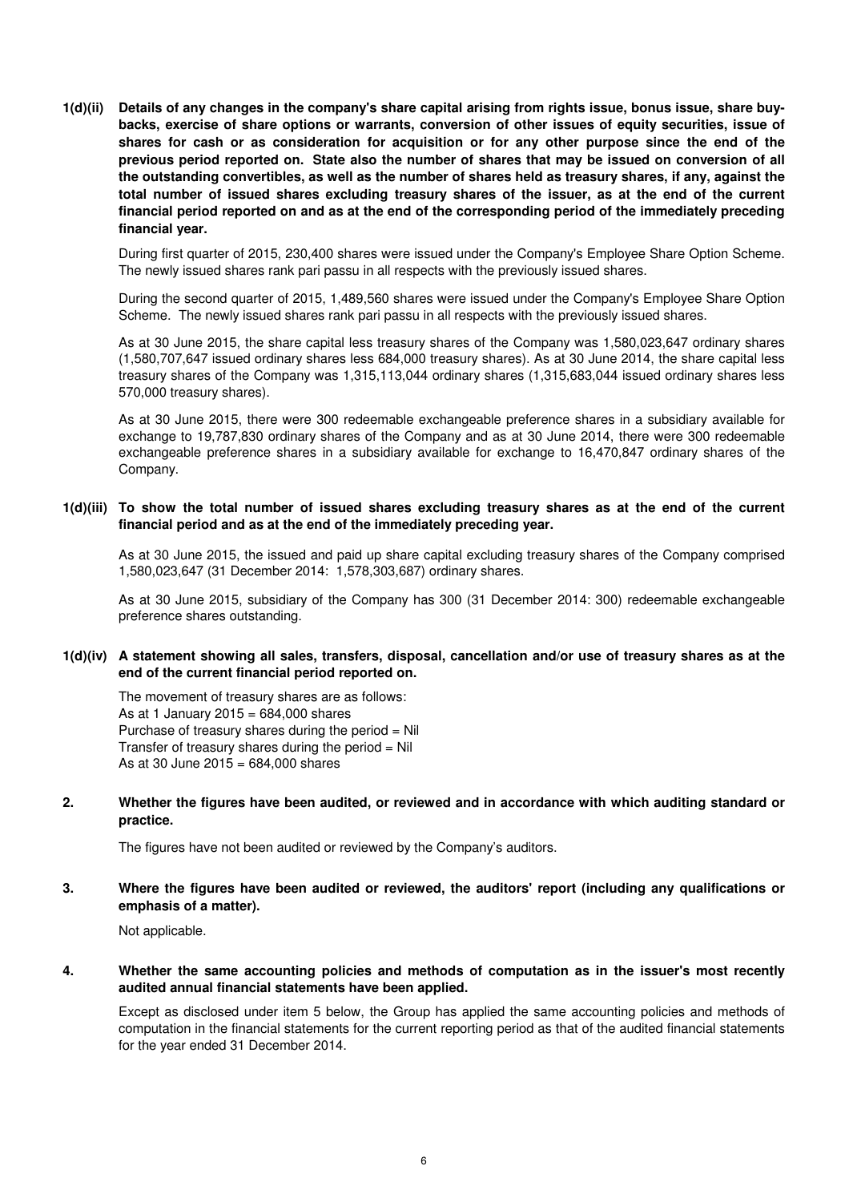**1(d)(ii) Details of any changes in the company's share capital arising from rights issue, bonus issue, share buy-backs, exercise of share options or warrants, conversion of other issues of equity securities, issue of shares for cash or as consideration for acquisition or for any other purpose since the end of the previous period reported on. State also the number of shares that may be issued on conversion of all the outstanding convertibles, as well as the number of shares held as treasury shares, if any, against the total number of issued shares excluding treasury shares of the issuer, as at the end of the current financial period reported on and as at the end of the corresponding period of the immediately preceding financial year.**

During first quarter of 2015, 230,400 shares were issued under the Company's Employee Share Option Scheme. The newly issued shares rank pari passu in all respects with the previously issued shares.

During the second quarter of 2015, 1,489,560 shares were issued under the Company's Employee Share Option Scheme. The newly issued shares rank pari passu in all respects with the previously issued shares.

As at 30 June 2015, the share capital less treasury shares of the Company was 1,580,023,647 ordinary shares (1,580,707,647 issued ordinary shares less 684,000 treasury shares). As at 30 June 2014, the share capital less treasury shares of the Company was 1,315,113,044 ordinary shares (1,315,683,044 issued ordinary shares less 570,000 treasury shares).

As at 30 June 2015, there were 300 redeemable exchangeable preference shares in a subsidiary available for exchange to 19,787,830 ordinary shares of the Company and as at 30 June 2014, there were 300 redeemable exchangeable preference shares in a subsidiary available for exchange to 16,470,847 ordinary shares of the Company.

**1(d)(iii) To show the total number of issued shares excluding treasury shares as at the end of the current financial period and as at the end of the immediately preceding year.**

As at 30 June 2015, the issued and paid up share capital excluding treasury shares of the Company comprised 1,580,023,647 (31 December 2014: 1,578,303,687) ordinary shares.

As at 30 June 2015, subsidiary of the Company has 300 (31 December 2014: 300) redeemable exchangeable preference shares outstanding.

**1(d)(iv) A statement showing all sales, transfers, disposal, cancellation and/or use of treasury shares as at the end of the current financial period reported on.**

The movement of treasury shares are as follows:
As at 1 January 2015 = 684,000 shares
Purchase of treasury shares during the period = Nil
Transfer of treasury shares during the period = Nil
As at 30 June 2015 = 684,000 shares

**2. Whether the figures have been audited, or reviewed and in accordance with which auditing standard or practice.**

The figures have not been audited or reviewed by the Company's auditors.

**3. Where the figures have been audited or reviewed, the auditors' report (including any qualifications or emphasis of a matter).**

Not applicable.

**4. Whether the same accounting policies and methods of computation as in the issuer's most recently audited annual financial statements have been applied.**

Except as disclosed under item 5 below, the Group has applied the same accounting policies and methods of computation in the financial statements for the current reporting period as that of the audited financial statements for the year ended 31 December 2014.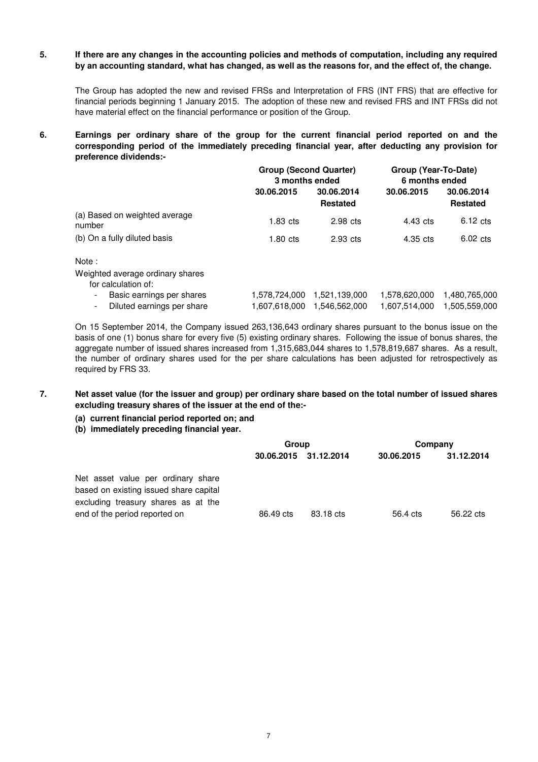**5. If there are any changes in the accounting policies and methods of computation, including any required by an accounting standard, what has changed, as well as the reasons for, and the effect of, the change.**

The Group has adopted the new and revised FRSs and Interpretation of FRS (INT FRS) that are effective for financial periods beginning 1 January 2015. The adoption of these new and revised FRS and INT FRSs did not have material effect on the financial performance or position of the Group.

**6. Earnings per ordinary share of the group for the current financial period reported on and the corresponding period of the immediately preceding financial year, after deducting any provision for preference dividends:-**

| | Group (Second Quarter) 3 months ended | | Group (Year-To-Date) 6 months ended | |
|---|---|---|---|---|
| | 30.06.2015 | 30.06.2014 Restated | 30.06.2015 | 30.06.2014 Restated |
| (a) Based on weighted average number | 1.83 cts | 2.98 cts | 4.43 cts | 6.12 cts |
| (b) On a fully diluted basis | 1.80 cts | 2.93 cts | 4.35 cts | 6.02 cts |
| Note : | | | | |
| Weighted average ordinary shares for calculation of: | | | | |
| - Basic earnings per shares | 1,578,724,000 | 1,521,139,000 | 1,578,620,000 | 1,480,765,000 |
| - Diluted earnings per share | 1,607,618,000 | 1,546,562,000 | 1,607,514,000 | 1,505,559,000 |

On 15 September 2014, the Company issued 263,136,643 ordinary shares pursuant to the bonus issue on the basis of one (1) bonus share for every five (5) existing ordinary shares. Following the issue of bonus shares, the aggregate number of issued shares increased from 1,315,683,044 shares to 1,578,819,687 shares. As a result, the number of ordinary shares used for the per share calculations has been adjusted for retrospectively as required by FRS 33.

**7. Net asset value (for the issuer and group) per ordinary share based on the total number of issued shares excluding treasury shares of the issuer at the end of the:-**

**(a) current financial period reported on; and**
**(b) immediately preceding financial year.**

| | Group | | Company | |
|---|---|---|---|---|
| | 30.06.2015 | 31.12.2014 | 30.06.2015 | 31.12.2014 |
| Net asset value per ordinary share based on existing issued share capital excluding treasury shares as at the end of the period reported on | 86.49 cts | 83.18 cts | 56.4 cts | 56.22 cts |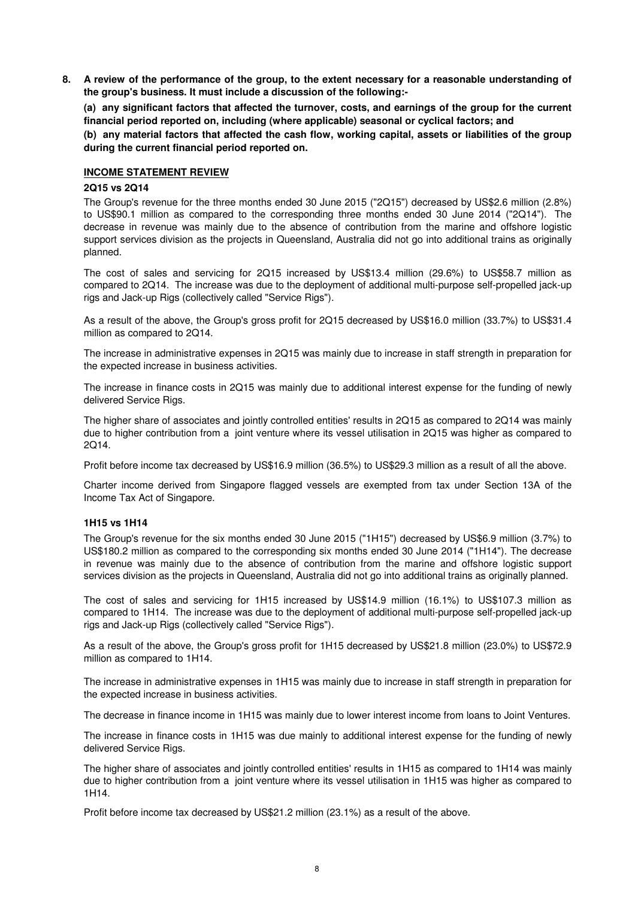**8. A review of the performance of the group, to the extent necessary for a reasonable understanding of the group's business. It must include a discussion of the following:-**

**(a) any significant factors that affected the turnover, costs, and earnings of the group for the current financial period reported on, including (where applicable) seasonal or cyclical factors; and**

**(b) any material factors that affected the cash flow, working capital, assets or liabilities of the group during the current financial period reported on.**

**INCOME STATEMENT REVIEW**

**2Q15 vs 2Q14**

The Group's revenue for the three months ended 30 June 2015 ("2Q15") decreased by US$2.6 million (2.8%) to US$90.1 million as compared to the corresponding three months ended 30 June 2014 ("2Q14"). The decrease in revenue was mainly due to the absence of contribution from the marine and offshore logistic support services division as the projects in Queensland, Australia did not go into additional trains as originally planned.

The cost of sales and servicing for 2Q15 increased by US$13.4 million (29.6%) to US$58.7 million as compared to 2Q14. The increase was due to the deployment of additional multi-purpose self-propelled jack-up rigs and Jack-up Rigs (collectively called "Service Rigs").

As a result of the above, the Group's gross profit for 2Q15 decreased by US$16.0 million (33.7%) to US$31.4 million as compared to 2Q14.

The increase in administrative expenses in 2Q15 was mainly due to increase in staff strength in preparation for the expected increase in business activities.

The increase in finance costs in 2Q15 was mainly due to additional interest expense for the funding of newly delivered Service Rigs.

The higher share of associates and jointly controlled entities' results in 2Q15 as compared to 2Q14 was mainly due to higher contribution from a joint venture where its vessel utilisation in 2Q15 was higher as compared to 2Q14.

Profit before income tax decreased by US$16.9 million (36.5%) to US$29.3 million as a result of all the above.

Charter income derived from Singapore flagged vessels are exempted from tax under Section 13A of the Income Tax Act of Singapore.

**1H15 vs 1H14**

The Group's revenue for the six months ended 30 June 2015 ("1H15") decreased by US$6.9 million (3.7%) to US$180.2 million as compared to the corresponding six months ended 30 June 2014 ("1H14"). The decrease in revenue was mainly due to the absence of contribution from the marine and offshore logistic support services division as the projects in Queensland, Australia did not go into additional trains as originally planned.

The cost of sales and servicing for 1H15 increased by US$14.9 million (16.1%) to US$107.3 million as compared to 1H14. The increase was due to the deployment of additional multi-purpose self-propelled jack-up rigs and Jack-up Rigs (collectively called "Service Rigs").

As a result of the above, the Group's gross profit for 1H15 decreased by US$21.8 million (23.0%) to US$72.9 million as compared to 1H14.

The increase in administrative expenses in 1H15 was mainly due to increase in staff strength in preparation for the expected increase in business activities.

The decrease in finance income in 1H15 was mainly due to lower interest income from loans to Joint Ventures.

The increase in finance costs in 1H15 was due mainly to additional interest expense for the funding of newly delivered Service Rigs.

The higher share of associates and jointly controlled entities' results in 1H15 as compared to 1H14 was mainly due to higher contribution from a joint venture where its vessel utilisation in 1H15 was higher as compared to 1H14.

Profit before income tax decreased by US$21.2 million (23.1%) as a result of the above.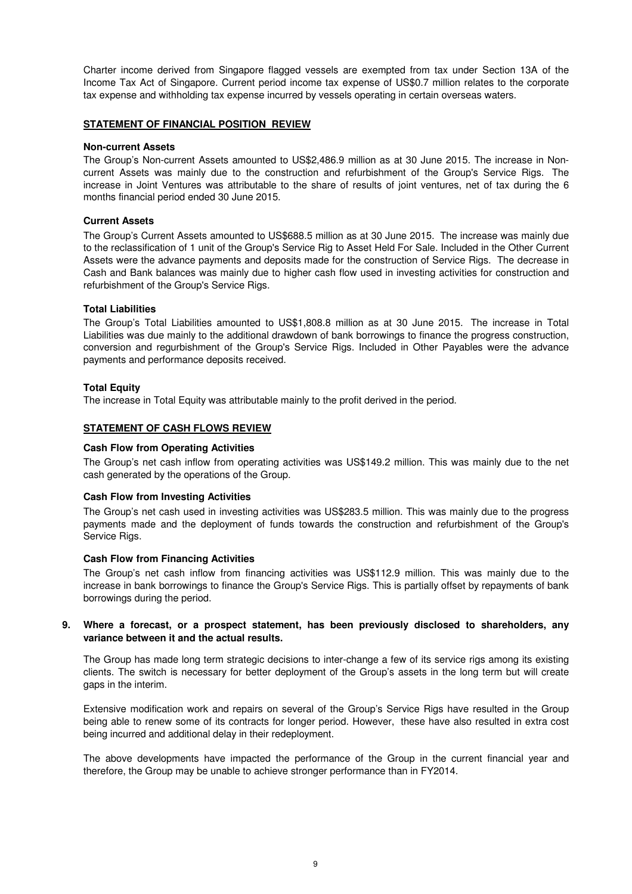Charter income derived from Singapore flagged vessels are exempted from tax under Section 13A of the Income Tax Act of Singapore. Current period income tax expense of US$0.7 million relates to the corporate tax expense and withholding tax expense incurred by vessels operating in certain overseas waters.

**STATEMENT OF FINANCIAL POSITION REVIEW**

**Non-current Assets**

The Group's Non-current Assets amounted to US$2,486.9 million as at 30 June 2015. The increase in Non-current Assets was mainly due to the construction and refurbishment of the Group's Service Rigs. The increase in Joint Ventures was attributable to the share of results of joint ventures, net of tax during the 6 months financial period ended 30 June 2015.

**Current Assets**

The Group's Current Assets amounted to US$688.5 million as at 30 June 2015. The increase was mainly due to the reclassification of 1 unit of the Group's Service Rig to Asset Held For Sale. Included in the Other Current Assets were the advance payments and deposits made for the construction of Service Rigs. The decrease in Cash and Bank balances was mainly due to higher cash flow used in investing activities for construction and refurbishment of the Group's Service Rigs.

**Total Liabilities**

The Group's Total Liabilities amounted to US$1,808.8 million as at 30 June 2015. The increase in Total Liabilities was due mainly to the additional drawdown of bank borrowings to finance the progress construction, conversion and regurbishment of the Group's Service Rigs. Included in Other Payables were the advance payments and performance deposits received.

**Total Equity**

The increase in Total Equity was attributable mainly to the profit derived in the period.

**STATEMENT OF CASH FLOWS REVIEW**

**Cash Flow from Operating Activities**

The Group's net cash inflow from operating activities was US$149.2 million. This was mainly due to the net cash generated by the operations of the Group.

**Cash Flow from Investing Activities**

The Group's net cash used in investing activities was US$283.5 million. This was mainly due to the progress payments made and the deployment of funds towards the construction and refurbishment of the Group's Service Rigs.

**Cash Flow from Financing Activities**

The Group's net cash inflow from financing activities was US$112.9 million. This was mainly due to the increase in bank borrowings to finance the Group's Service Rigs. This is partially offset by repayments of bank borrowings during the period.

**9. Where a forecast, or a prospect statement, has been previously disclosed to shareholders, any variance between it and the actual results.**

The Group has made long term strategic decisions to inter-change a few of its service rigs among its existing clients. The switch is necessary for better deployment of the Group's assets in the long term but will create gaps in the interim.

Extensive modification work and repairs on several of the Group's Service Rigs have resulted in the Group being able to renew some of its contracts for longer period. However, these have also resulted in extra cost being incurred and additional delay in their redeployment.

The above developments have impacted the performance of the Group in the current financial year and therefore, the Group may be unable to achieve stronger performance than in FY2014.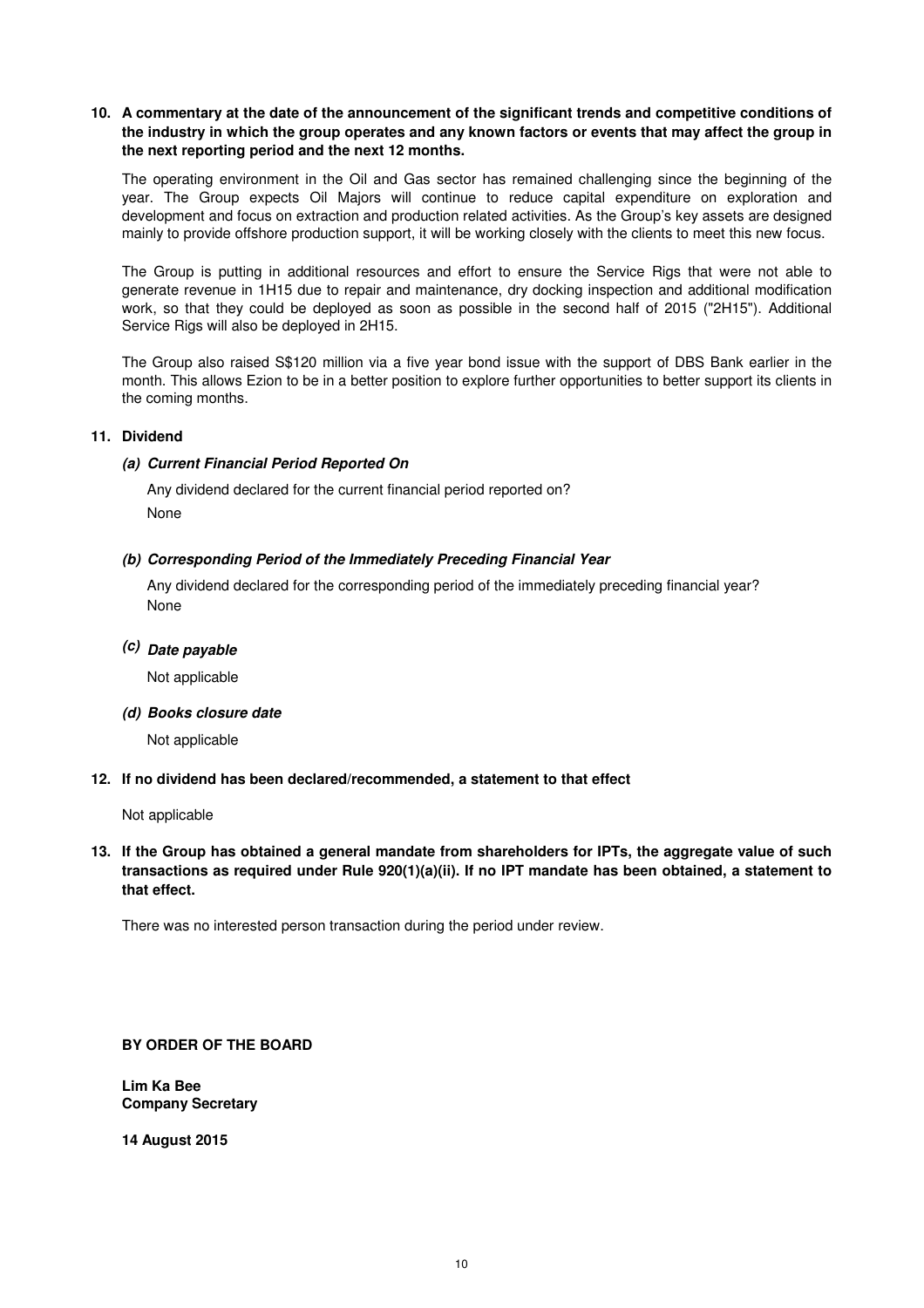**10. A commentary at the date of the announcement of the significant trends and competitive conditions of the industry in which the group operates and any known factors or events that may affect the group in the next reporting period and the next 12 months.**

The operating environment in the Oil and Gas sector has remained challenging since the beginning of the year. The Group expects Oil Majors will continue to reduce capital expenditure on exploration and development and focus on extraction and production related activities. As the Group's key assets are designed mainly to provide offshore production support, it will be working closely with the clients to meet this new focus.

The Group is putting in additional resources and effort to ensure the Service Rigs that were not able to generate revenue in 1H15 due to repair and maintenance, dry docking inspection and additional modification work, so that they could be deployed as soon as possible in the second half of 2015 ("2H15"). Additional Service Rigs will also be deployed in 2H15.

The Group also raised S$120 million via a five year bond issue with the support of DBS Bank earlier in the month. This allows Ezion to be in a better position to explore further opportunities to better support its clients in the coming months.

**11. Dividend**

***(a) Current Financial Period Reported On***

Any dividend declared for the current financial period reported on?

None

***(b) Corresponding Period of the Immediately Preceding Financial Year***

Any dividend declared for the corresponding period of the immediately preceding financial year?

None

***(c) Date payable***

Not applicable

***(d) Books closure date***

Not applicable

**12. If no dividend has been declared/recommended, a statement to that effect**

Not applicable

**13. If the Group has obtained a general mandate from shareholders for IPTs, the aggregate value of such transactions as required under Rule 920(1)(a)(ii). If no IPT mandate has been obtained, a statement to that effect.**

There was no interested person transaction during the period under review.

**BY ORDER OF THE BOARD**

**Lim Ka Bee**
**Company Secretary**

**14 August 2015**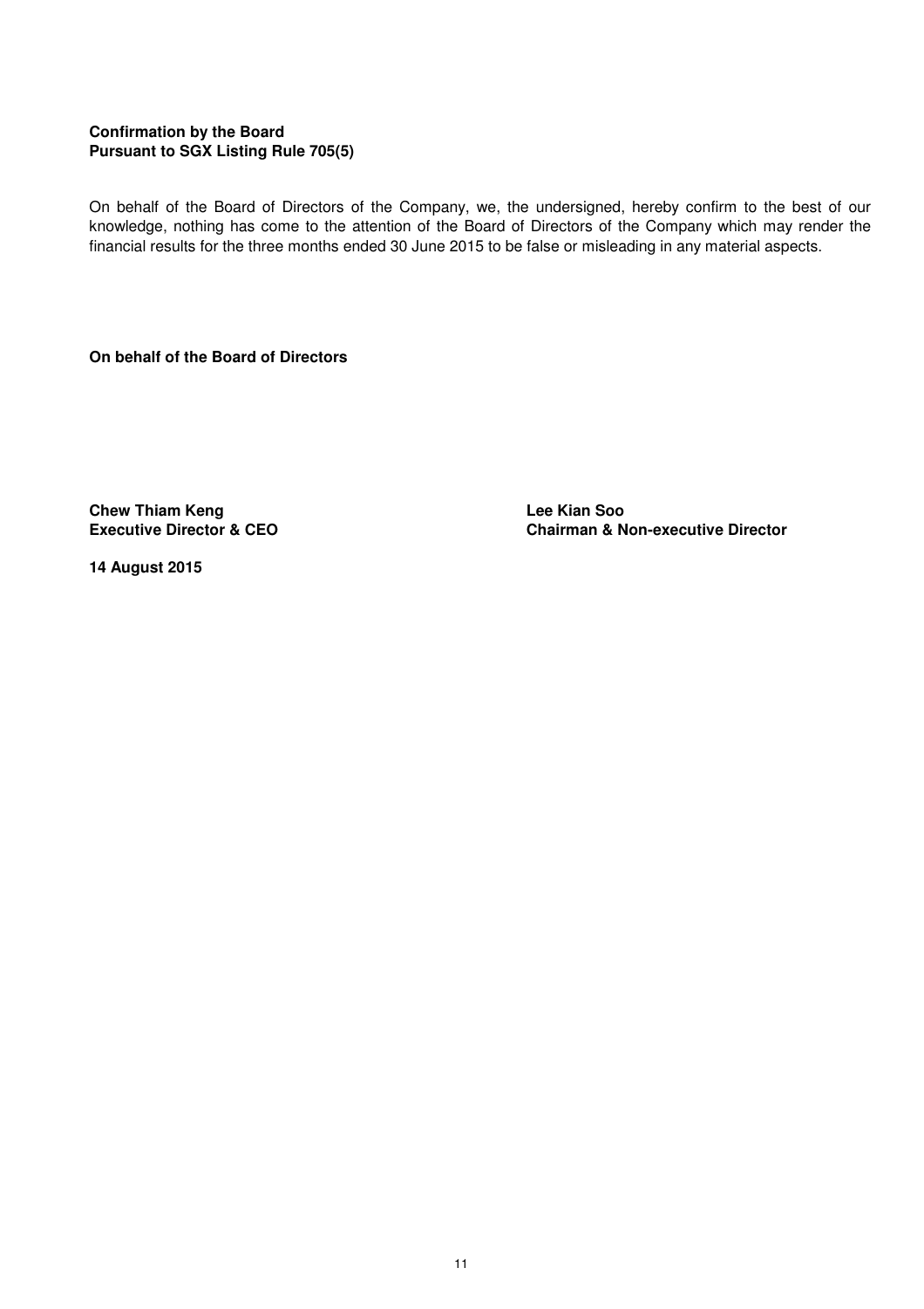**Confirmation by the Board**
**Pursuant to SGX Listing Rule 705(5)**

On behalf of the Board of Directors of the Company, we, the undersigned, hereby confirm to the best of our knowledge, nothing has come to the attention of the Board of Directors of the Company which may render the financial results for the three months ended 30 June 2015 to be false or misleading in any material aspects.

**On behalf of the Board of Directors**

**Chew Thiam Keng**
**Executive Director & CEO**

**Lee Kian Soo**
**Chairman & Non-executive Director**

**14 August 2015**